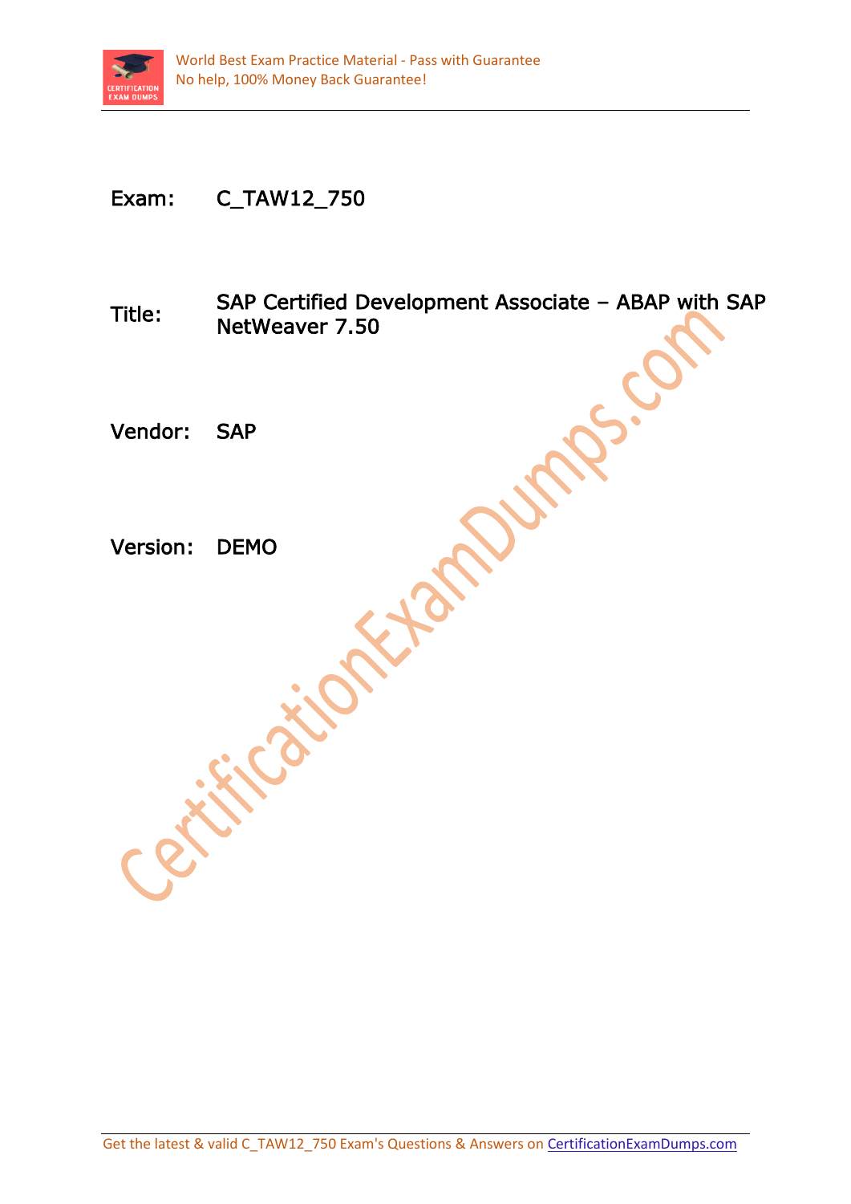Exam: C_TAW12_750

Title: SAP Certified Development Associate – ABAP with SAP NetWeaver 7.50

Vendor: SAP

Version: DEMO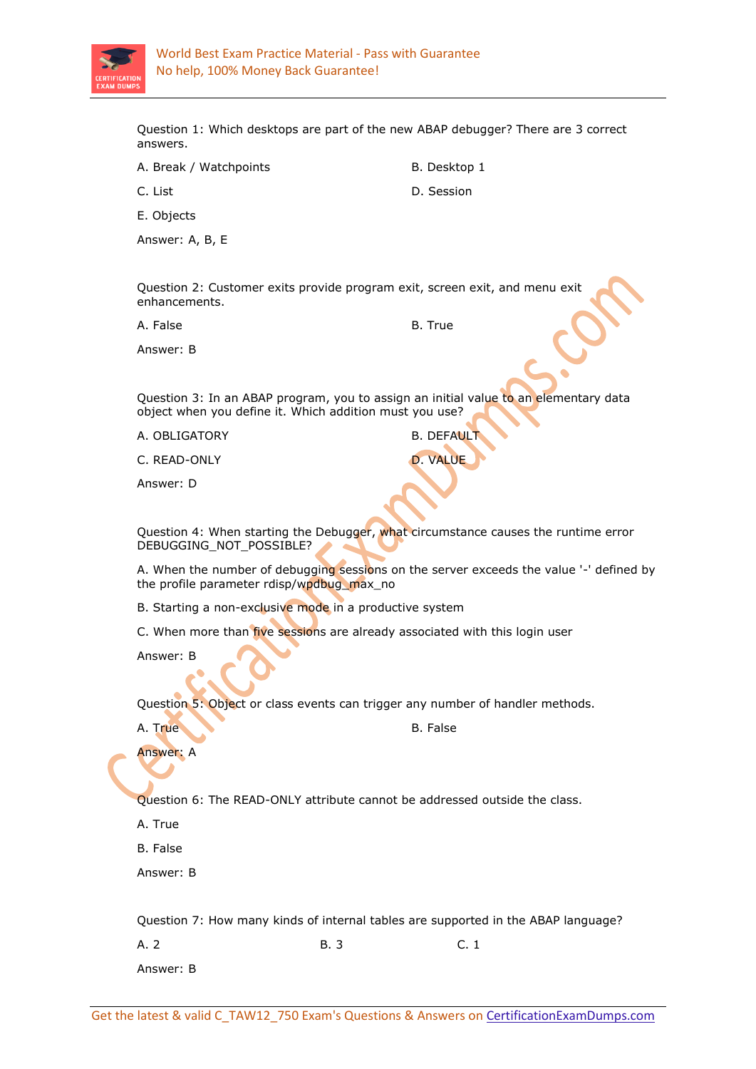Question 1: Which desktops are part of the new ABAP debugger? There are 3 correct answers.

A. Break / Watchpoints

B. Desktop 1

C. List

D. Session

E. Objects

Answer: A, B, E

Question 2: Customer exits provide program exit, screen exit, and menu exit enhancements.

A. False

B. True

Answer: B

Question 3: In an ABAP program, you to assign an initial value to an elementary data object when you define it. Which addition must you use?

A. OBLIGATORY

B. DEFAULT

C. READ-ONLY

D. VALUE

Answer: D

Question 4: When starting the Debugger, what circumstance causes the runtime error DEBUGGING_NOT_POSSIBLE?

A. When the number of debugging sessions on the server exceeds the value '-' defined by the profile parameter rdisp/wpdbug_max_no

B. Starting a non-exclusive mode in a productive system

C. When more than five sessions are already associated with this login user

Answer: B

Question 5: Object or class events can trigger any number of handler methods.

A. True

B. False

Answer: A

Question 6: The READ-ONLY attribute cannot be addressed outside the class.

A. True

B. False

Answer: B

Question 7: How many kinds of internal tables are supported in the ABAP language?

A. 2

B. 3

C. 1

Answer: B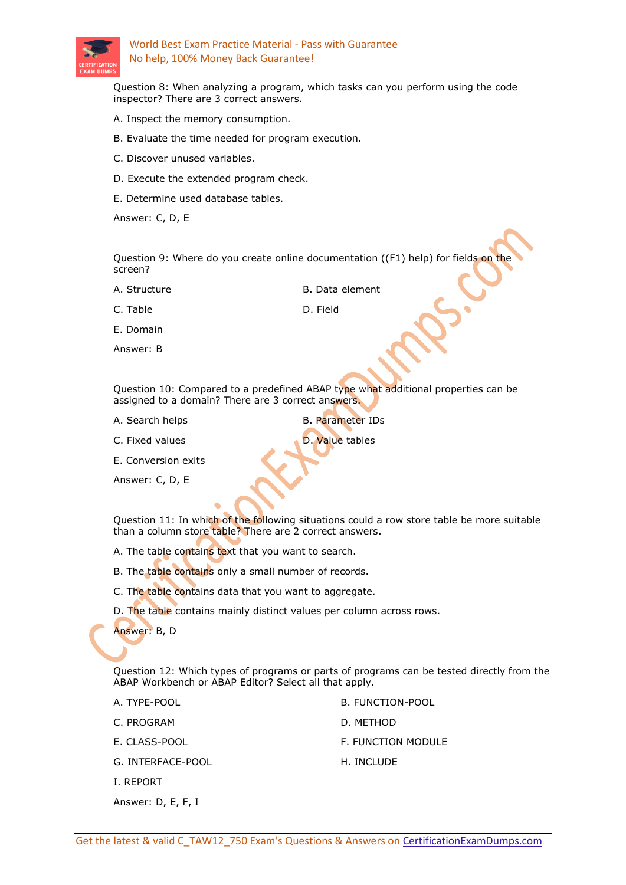Question 8: When analyzing a program, which tasks can you perform using the code inspector? There are 3 correct answers.

A. Inspect the memory consumption.

B. Evaluate the time needed for program execution.

C. Discover unused variables.

D. Execute the extended program check.

E. Determine used database tables.

Answer: C, D, E

Question 9: Where do you create online documentation ((F1) help) for fields on the screen?

A. Structure

B. Data element

C. Table

D. Field

E. Domain

Answer: B

Question 10: Compared to a predefined ABAP type what additional properties can be assigned to a domain? There are 3 correct answers.

A. Search helps

B. Parameter IDs

C. Fixed values

D. Value tables

E. Conversion exits

Answer: C, D, E

Question 11: In which of the following situations could a row store table be more suitable than a column store table? There are 2 correct answers.

A. The table contains text that you want to search.

B. The table contains only a small number of records.

C. The table contains data that you want to aggregate.

D. The table contains mainly distinct values per column across rows.

Answer: B, D

Question 12: Which types of programs or parts of programs can be tested directly from the ABAP Workbench or ABAP Editor? Select all that apply.

A. TYPE-POOL

B. FUNCTION-POOL

C. PROGRAM

D. METHOD

E. CLASS-POOL

F. FUNCTION MODULE

G. INTERFACE-POOL

H. INCLUDE

I. REPORT

Answer: D, E, F, I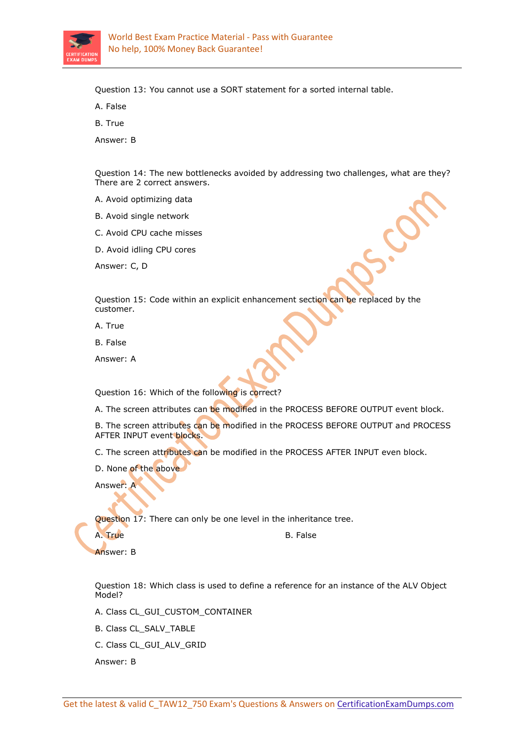Question 13: You cannot use a SORT statement for a sorted internal table.

A. False

B. True

Answer: B

Question 14: The new bottlenecks avoided by addressing two challenges, what are they? There are 2 correct answers.

A. Avoid optimizing data

B. Avoid single network

C. Avoid CPU cache misses

D. Avoid idling CPU cores

Answer: C, D

Question 15: Code within an explicit enhancement section can be replaced by the customer.

A. True

B. False

Answer: A

Question 16: Which of the following is correct?

A. The screen attributes can be modified in the PROCESS BEFORE OUTPUT event block.

B. The screen attributes can be modified in the PROCESS BEFORE OUTPUT and PROCESS AFTER INPUT event blocks.

C. The screen attributes can be modified in the PROCESS AFTER INPUT even block.

D. None of the above

Answer: A

Question 17: There can only be one level in the inheritance tree.

A. True

B. False

Answer: B

Question 18: Which class is used to define a reference for an instance of the ALV Object Model?

A. Class CL_GUI_CUSTOM_CONTAINER

B. Class CL_SALV_TABLE

C. Class CL_GUI_ALV_GRID

Answer: B